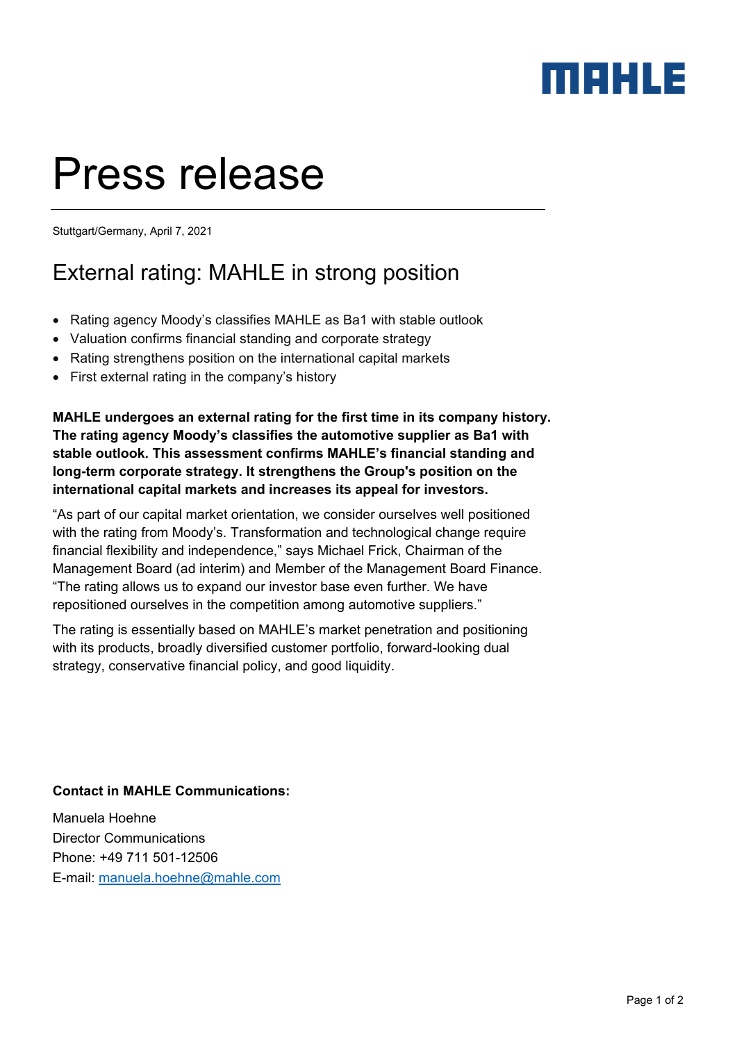MAHLE

# Press release

Stuttgart/Germany, April 7, 2021

## External rating: MAHLE in strong position

- Rating agency Moody's classifies MAHLE as Ba1 with stable outlook
- Valuation confirms financial standing and corporate strategy
- Rating strengthens position on the international capital markets
- First external rating in the company's history

**MAHLE undergoes an external rating for the first time in its company history. The rating agency Moody's classifies the automotive supplier as Ba1 with stable outlook. This assessment confirms MAHLE's financial standing and long-term corporate strategy. It strengthens the Group's position on the international capital markets and increases its appeal for investors.**

"As part of our capital market orientation, we consider ourselves well positioned with the rating from Moody's. Transformation and technological change require financial flexibility and independence," says Michael Frick, Chairman of the Management Board (ad interim) and Member of the Management Board Finance. "The rating allows us to expand our investor base even further. We have repositioned ourselves in the competition among automotive suppliers."

The rating is essentially based on MAHLE's market penetration and positioning with its products, broadly diversified customer portfolio, forward-looking dual strategy, conservative financial policy, and good liquidity.

**Contact in MAHLE Communications:**

Manuela Hoehne
Director Communications
Phone: +49 711 501-12506
E-mail: manuela.hoehne@mahle.com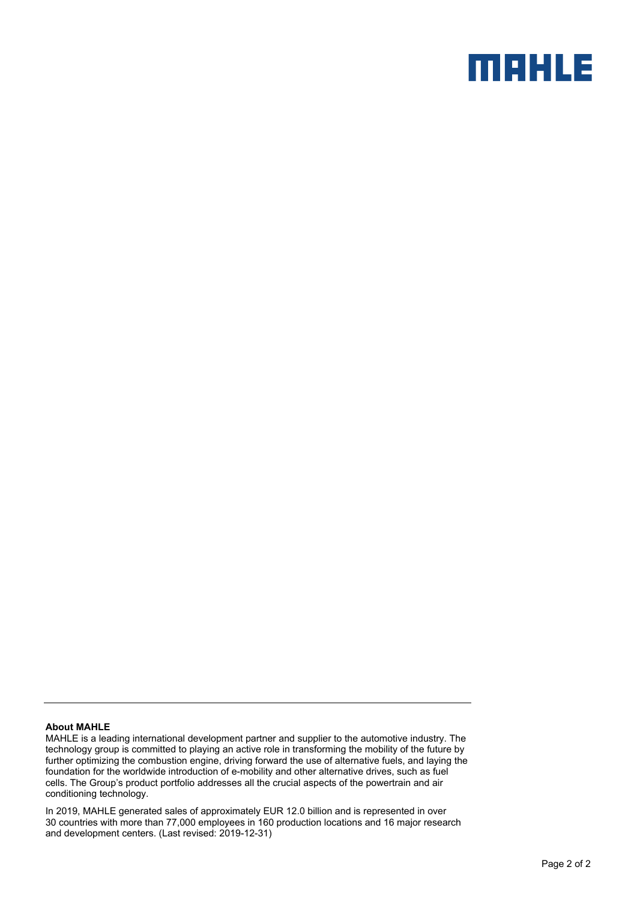**About MAHLE**

MAHLE is a leading international development partner and supplier to the automotive industry. The technology group is committed to playing an active role in transforming the mobility of the future by further optimizing the combustion engine, driving forward the use of alternative fuels, and laying the foundation for the worldwide introduction of e-mobility and other alternative drives, such as fuel cells. The Group's product portfolio addresses all the crucial aspects of the powertrain and air conditioning technology.

In 2019, MAHLE generated sales of approximately EUR 12.0 billion and is represented in over 30 countries with more than 77,000 employees in 160 production locations and 16 major research and development centers. (Last revised: 2019-12-31)